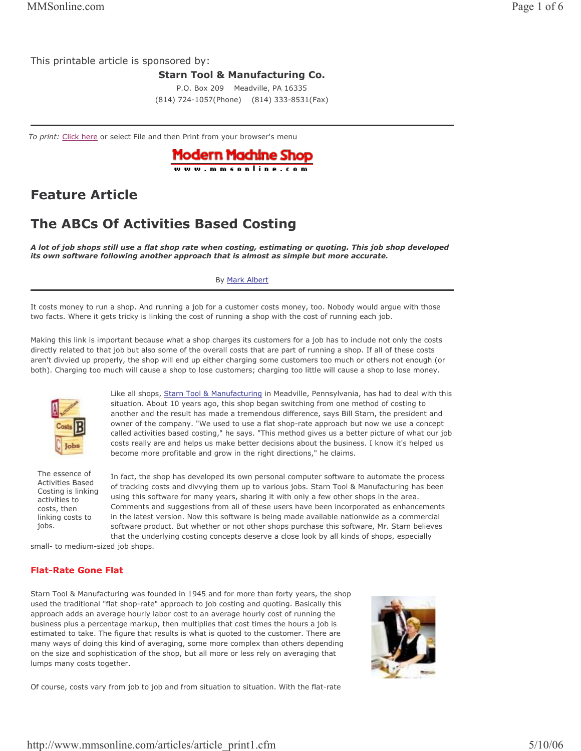This printable article is sponsored by:

**Starn Tool & Manufacturing Co.**

P.O. Box 209 Meadville, PA 16335

(814) 724-1057(Phone) (814) 333-8531(Fax)

---

*To print:* Click here or select File and then Print from your browser's menu

Modern Machine Shop
www.mmsonline.com

## Feature Article

# The ABCs Of Activities Based Costing

***A lot of job shops still use a flat shop rate when costing, estimating or quoting. This job shop developed its own software following another approach that is almost as simple but more accurate.***

By Mark Albert

---

It costs money to run a shop. And running a job for a customer costs money, too. Nobody would argue with those two facts. Where it gets tricky is linking the cost of running a shop with the cost of running each job.

Making this link is important because what a shop charges its customers for a job has to include not only the costs directly related to that job but also some of the overall costs that are part of running a shop. If all of these costs aren't divvied up properly, the shop will end up either charging some customers too much or others not enough (or both). Charging too much will cause a shop to lose customers; charging too little will cause a shop to lose money.

The essence of Activities Based Costing is linking activities to costs, then linking costs to jobs.

Like all shops, Starn Tool & Manufacturing in Meadville, Pennsylvania, has had to deal with this situation. About 10 years ago, this shop began switching from one method of costing to another and the result has made a tremendous difference, says Bill Starn, the president and owner of the company. "We used to use a flat shop-rate approach but now we use a concept called activities based costing," he says. "This method gives us a better picture of what our job costs really are and helps us make better decisions about the business. I know it's helped us become more profitable and grow in the right directions," he claims.

In fact, the shop has developed its own personal computer software to automate the process of tracking costs and divvying them up to various jobs. Starn Tool & Manufacturing has been using this software for many years, sharing it with only a few other shops in the area. Comments and suggestions from all of these users have been incorporated as enhancements in the latest version. Now this software is being made available nationwide as a commercial software product. But whether or not other shops purchase this software, Mr. Starn believes that the underlying costing concepts deserve a close look by all kinds of shops, especially small- to medium-sized job shops.

### Flat-Rate Gone Flat

Starn Tool & Manufacturing was founded in 1945 and for more than forty years, the shop used the traditional "flat shop-rate" approach to job costing and quoting. Basically this approach adds an average hourly labor cost to an average hourly cost of running the business plus a percentage markup, then multiplies that cost times the hours a job is estimated to take. The figure that results is what is quoted to the customer. There are many ways of doing this kind of averaging, some more complex than others depending on the size and sophistication of the shop, but all more or less rely on averaging that lumps many costs together.

Of course, costs vary from job to job and from situation to situation. With the flat-rate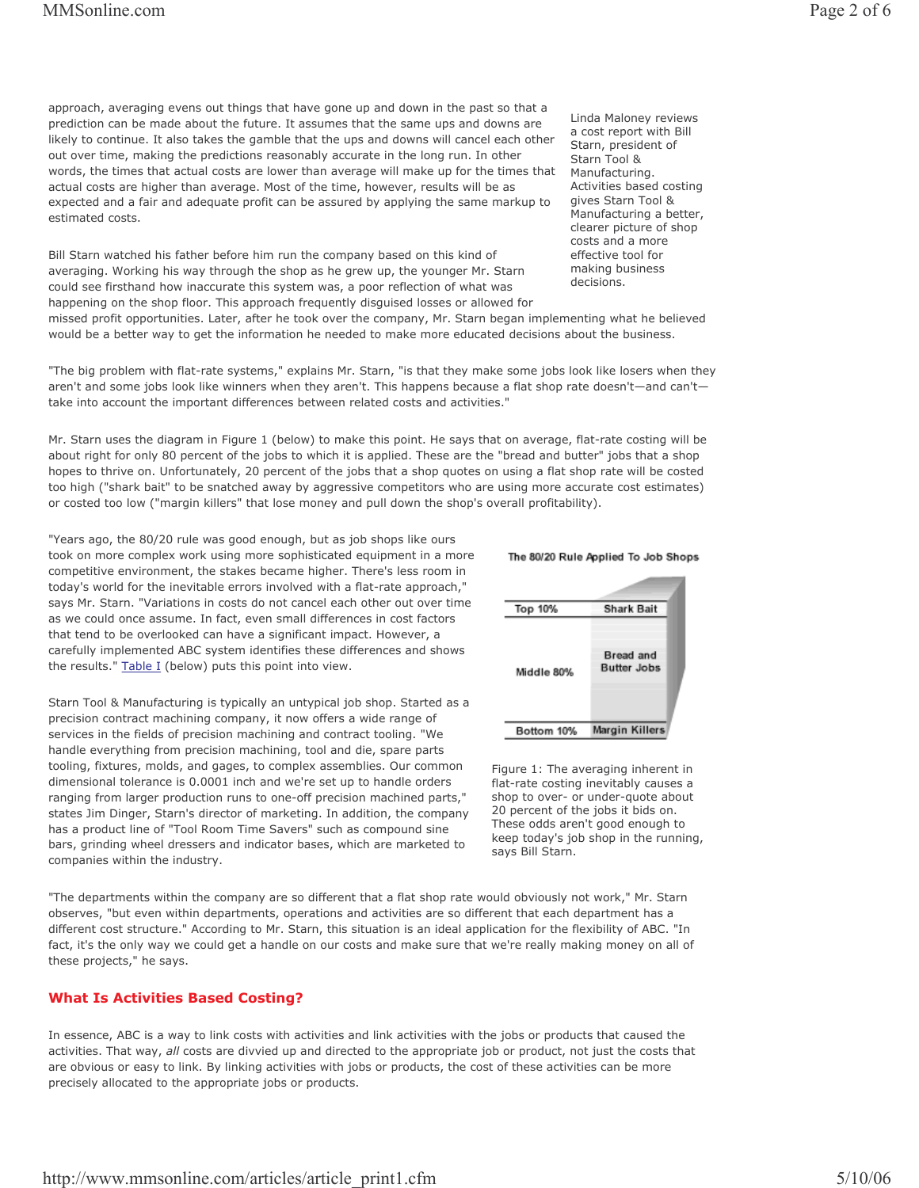approach, averaging evens out things that have gone up and down in the past so that a prediction can be made about the future. It assumes that the same ups and downs are likely to continue. It also takes the gamble that the ups and downs will cancel each other out over time, making the predictions reasonably accurate in the long run. In other words, the times that actual costs are lower than average will make up for the times that actual costs are higher than average. Most of the time, however, results will be as expected and a fair and adequate profit can be assured by applying the same markup to estimated costs.

Linda Maloney reviews a cost report with Bill Starn, president of Starn Tool & Manufacturing. Activities based costing gives Starn Tool & Manufacturing a better, clearer picture of shop costs and a more effective tool for making business decisions.

Bill Starn watched his father before him run the company based on this kind of averaging. Working his way through the shop as he grew up, the younger Mr. Starn could see firsthand how inaccurate this system was, a poor reflection of what was happening on the shop floor. This approach frequently disguised losses or allowed for missed profit opportunities. Later, after he took over the company, Mr. Starn began implementing what he believed would be a better way to get the information he needed to make more educated decisions about the business.

"The big problem with flat-rate systems," explains Mr. Starn, "is that they make some jobs look like losers when they aren't and some jobs look like winners when they aren't. This happens because a flat shop rate doesn't—and can't—take into account the important differences between related costs and activities."

Mr. Starn uses the diagram in Figure 1 (below) to make this point. He says that on average, flat-rate costing will be about right for only 80 percent of the jobs to which it is applied. These are the "bread and butter" jobs that a shop hopes to thrive on. Unfortunately, 20 percent of the jobs that a shop quotes on using a flat shop rate will be costed too high ("shark bait" to be snatched away by aggressive competitors who are using more accurate cost estimates) or costed too low ("margin killers" that lose money and pull down the shop's overall profitability).

"Years ago, the 80/20 rule was good enough, but as job shops like ours took on more complex work using more sophisticated equipment in a more competitive environment, the stakes became higher. There's less room in today's world for the inevitable errors involved with a flat-rate approach," says Mr. Starn. "Variations in costs do not cancel each other out over time as we could once assume. In fact, even small differences in cost factors that tend to be overlooked can have a significant impact. However, a carefully implemented ABC system identifies these differences and shows the results." Table I (below) puts this point into view.

**The 80/20 Rule Applied To Job Shops**

| | |
|---|---|
| Top 10% | Shark Bait |
| Middle 80% | Bread and Butter Jobs |
| Bottom 10% | Margin Killers |

Figure 1: The averaging inherent in flat-rate costing inevitably causes a shop to over- or under-quote about 20 percent of the jobs it bids on. These odds aren't good enough to keep today's job shop in the running, says Bill Starn.

Starn Tool & Manufacturing is typically an untypical job shop. Started as a precision contract machining company, it now offers a wide range of services in the fields of precision machining and contract tooling. "We handle everything from precision machining, tool and die, spare parts tooling, fixtures, molds, and gages, to complex assemblies. Our common dimensional tolerance is 0.0001 inch and we're set up to handle orders ranging from larger production runs to one-off precision machined parts," states Jim Dinger, Starn's director of marketing. In addition, the company has a product line of "Tool Room Time Savers" such as compound sine bars, grinding wheel dressers and indicator bases, which are marketed to companies within the industry.

"The departments within the company are so different that a flat shop rate would obviously not work," Mr. Starn observes, "but even within departments, operations and activities are so different that each department has a different cost structure." According to Mr. Starn, this situation is an ideal application for the flexibility of ABC. "In fact, it's the only way we could get a handle on our costs and make sure that we're really making money on all of these projects," he says.

## What Is Activities Based Costing?

In essence, ABC is a way to link costs with activities and link activities with the jobs or products that caused the activities. That way, *all* costs are divvied up and directed to the appropriate job or product, not just the costs that are obvious or easy to link. By linking activities with jobs or products, the cost of these activities can be more precisely allocated to the appropriate jobs or products.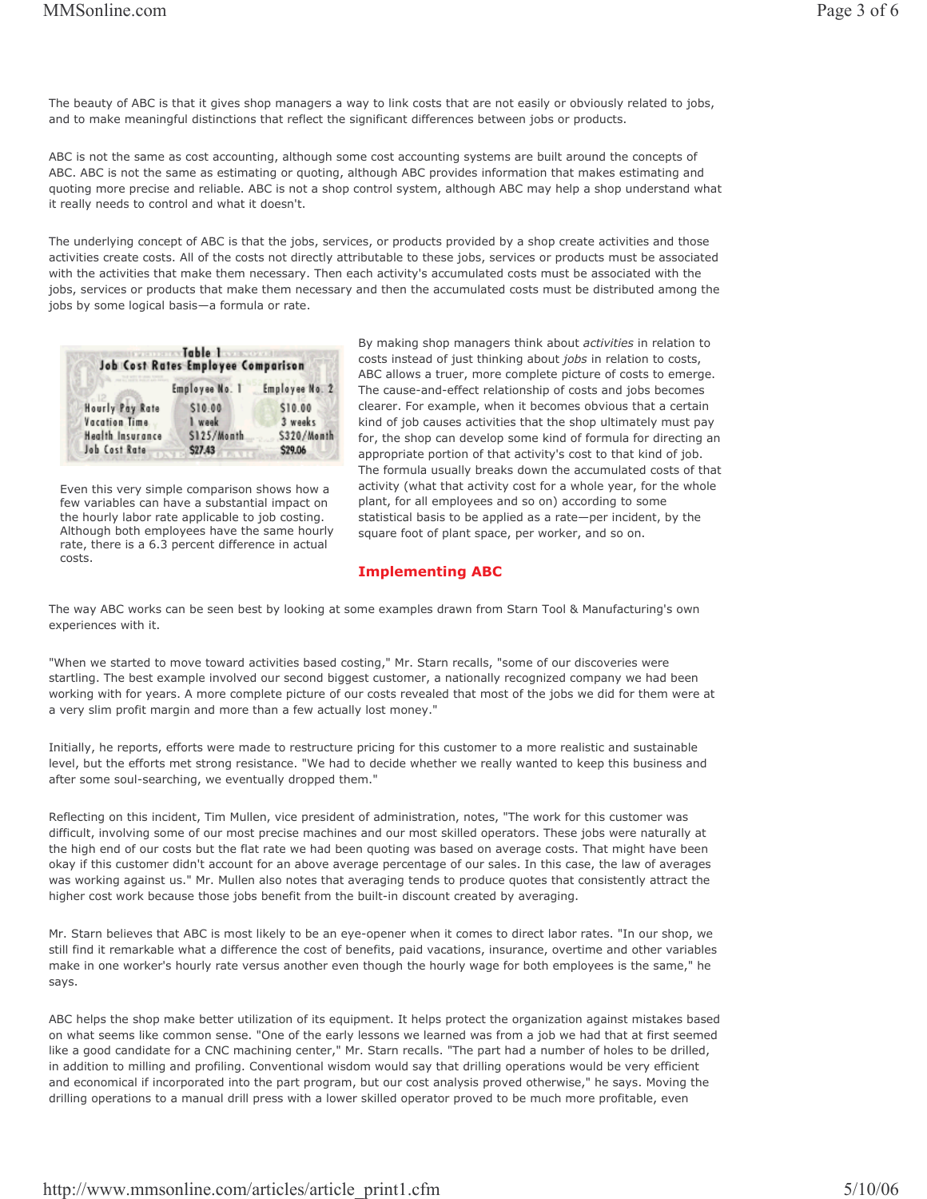The beauty of ABC is that it gives shop managers a way to link costs that are not easily or obviously related to jobs, and to make meaningful distinctions that reflect the significant differences between jobs or products.

ABC is not the same as cost accounting, although some cost accounting systems are built around the concepts of ABC. ABC is not the same as estimating or quoting, although ABC provides information that makes estimating and quoting more precise and reliable. ABC is not a shop control system, although ABC may help a shop understand what it really needs to control and what it doesn't.

The underlying concept of ABC is that the jobs, services, or products provided by a shop create activities and those activities create costs. All of the costs not directly attributable to these jobs, services or products must be associated with the activities that make them necessary. Then each activity's accumulated costs must be associated with the jobs, services or products that make them necessary and then the accumulated costs must be distributed among the jobs by some logical basis—a formula or rate.

**Table 1**
**Job Cost Rates Employee Comparison**

| | Employee No. 1 | Employee No. 2 |
|---|---|---|
| Hourly Pay Rate | $10.00 | $10.00 |
| Vacation Time | 1 week | 3 weeks |
| Health Insurance | $125/Month | $320/Month |
| Job Cost Rate | $27.43 | $29.06 |

Even this very simple comparison shows how a few variables can have a substantial impact on the hourly labor rate applicable to job costing. Although both employees have the same hourly rate, there is a 6.3 percent difference in actual costs.

By making shop managers think about *activities* in relation to costs instead of just thinking about *jobs* in relation to costs, ABC allows a truer, more complete picture of costs to emerge. The cause-and-effect relationship of costs and jobs becomes clearer. For example, when it becomes obvious that a certain kind of job causes activities that the shop ultimately must pay for, the shop can develop some kind of formula for directing an appropriate portion of that activity's cost to that kind of job. The formula usually breaks down the accumulated costs of that activity (what that activity cost for a whole year, for the whole plant, for all employees and so on) according to some statistical basis to be applied as a rate—per incident, by the square foot of plant space, per worker, and so on.

## Implementing ABC

The way ABC works can be seen best by looking at some examples drawn from Starn Tool & Manufacturing's own experiences with it.

"When we started to move toward activities based costing," Mr. Starn recalls, "some of our discoveries were startling. The best example involved our second biggest customer, a nationally recognized company we had been working with for years. A more complete picture of our costs revealed that most of the jobs we did for them were at a very slim profit margin and more than a few actually lost money."

Initially, he reports, efforts were made to restructure pricing for this customer to a more realistic and sustainable level, but the efforts met strong resistance. "We had to decide whether we really wanted to keep this business and after some soul-searching, we eventually dropped them."

Reflecting on this incident, Tim Mullen, vice president of administration, notes, "The work for this customer was difficult, involving some of our most precise machines and our most skilled operators. These jobs were naturally at the high end of our costs but the flat rate we had been quoting was based on average costs. That might have been okay if this customer didn't account for an above average percentage of our sales. In this case, the law of averages was working against us." Mr. Mullen also notes that averaging tends to produce quotes that consistently attract the higher cost work because those jobs benefit from the built-in discount created by averaging.

Mr. Starn believes that ABC is most likely to be an eye-opener when it comes to direct labor rates. "In our shop, we still find it remarkable what a difference the cost of benefits, paid vacations, insurance, overtime and other variables make in one worker's hourly rate versus another even though the hourly wage for both employees is the same," he says.

ABC helps the shop make better utilization of its equipment. It helps protect the organization against mistakes based on what seems like common sense. "One of the early lessons we learned was from a job we had that at first seemed like a good candidate for a CNC machining center," Mr. Starn recalls. "The part had a number of holes to be drilled, in addition to milling and profiling. Conventional wisdom would say that drilling operations would be very efficient and economical if incorporated into the part program, but our cost analysis proved otherwise," he says. Moving the drilling operations to a manual drill press with a lower skilled operator proved to be much more profitable, even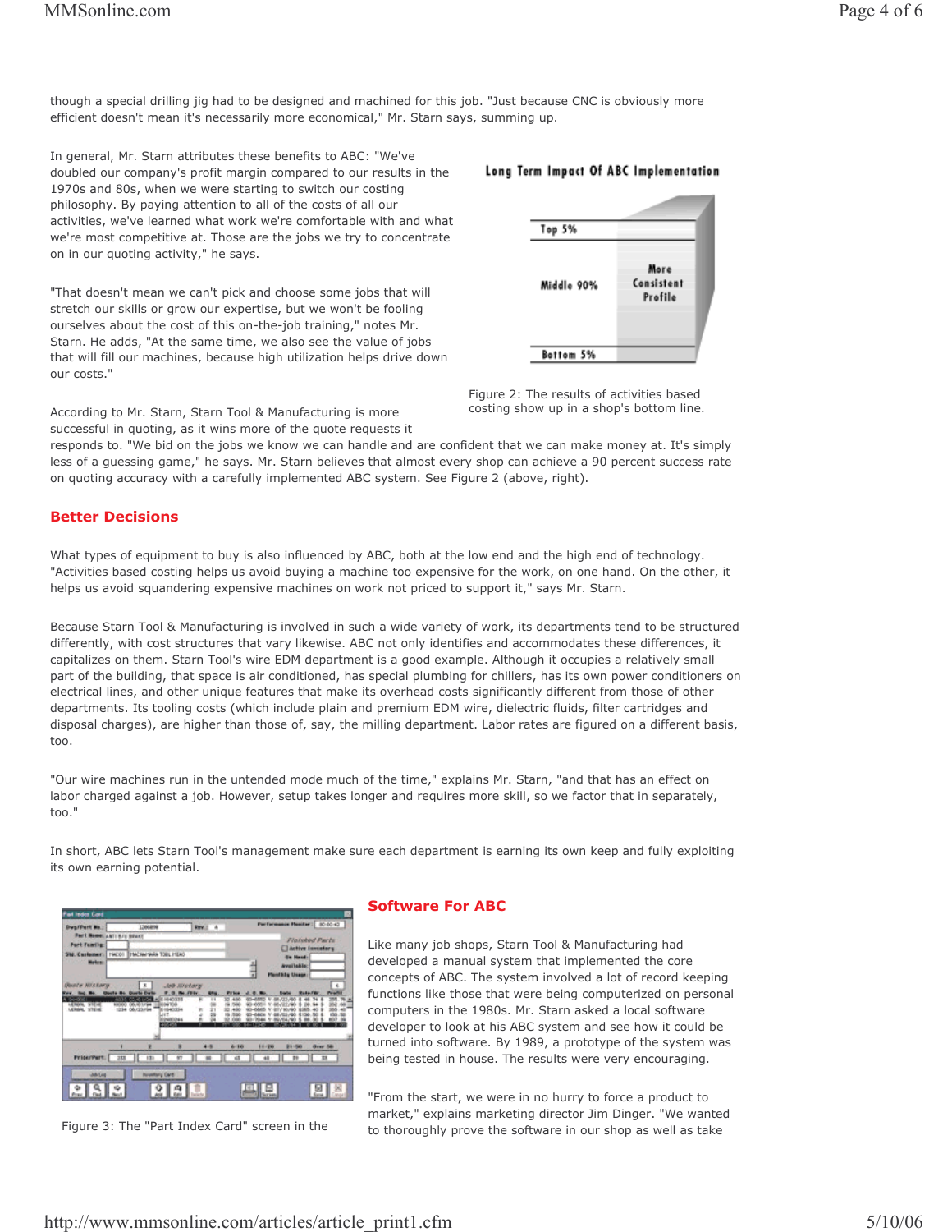though a special drilling jig had to be designed and machined for this job. "Just because CNC is obviously more efficient doesn't mean it's necessarily more economical," Mr. Starn says, summing up.

In general, Mr. Starn attributes these benefits to ABC: "We've doubled our company's profit margin compared to our results in the 1970s and 80s, when we were starting to switch our costing philosophy. By paying attention to all of the costs of all our activities, we've learned what work we're comfortable with and what we're most competitive at. Those are the jobs we try to concentrate on in our quoting activity," he says.

"That doesn't mean we can't pick and choose some jobs that will stretch our skills or grow our expertise, but we won't be fooling ourselves about the cost of this on-the-job training," notes Mr. Starn. He adds, "At the same time, we also see the value of jobs that will fill our machines, because high utilization helps drive down our costs."

According to Mr. Starn, Starn Tool & Manufacturing is more successful in quoting, as it wins more of the quote requests it responds to. "We bid on the jobs we know we can handle and are confident that we can make money at. It's simply less of a guessing game," he says. Mr. Starn believes that almost every shop can achieve a 90 percent success rate on quoting accuracy with a carefully implemented ABC system. See Figure 2 (above, right).

Long Term Impact Of ABC Implementation

Top 5%

Middle 90%

More Consistent Profile

Bottom 5%

Figure 2: The results of activities based costing show up in a shop's bottom line.

## Better Decisions

What types of equipment to buy is also influenced by ABC, both at the low end and the high end of technology. "Activities based costing helps us avoid buying a machine too expensive for the work, on one hand. On the other, it helps us avoid squandering expensive machines on work not priced to support it," says Mr. Starn.

Because Starn Tool & Manufacturing is involved in such a wide variety of work, its departments tend to be structured differently, with cost structures that vary likewise. ABC not only identifies and accommodates these differences, it capitalizes on them. Starn Tool's wire EDM department is a good example. Although it occupies a relatively small part of the building, that space is air conditioned, has special plumbing for chillers, has its own power conditioners on electrical lines, and other unique features that make its overhead costs significantly different from those of other departments. Its tooling costs (which include plain and premium EDM wire, dielectric fluids, filter cartridges and disposal charges), are higher than those of, say, the milling department. Labor rates are figured on a different basis, too.

"Our wire machines run in the untended mode much of the time," explains Mr. Starn, "and that has an effect on labor charged against a job. However, setup takes longer and requires more skill, so we factor that in separately, too."

In short, ABC lets Starn Tool's management make sure each department is earning its own keep and fully exploiting its own earning potential.

Figure 3: The "Part Index Card" screen in the

## Software For ABC

Like many job shops, Starn Tool & Manufacturing had developed a manual system that implemented the core concepts of ABC. The system involved a lot of record keeping functions like those that were being computerized on personal computers in the 1980s. Mr. Starn asked a local software developer to look at his ABC system and see how it could be turned into software. By 1989, a prototype of the system was being tested in house. The results were very encouraging.

"From the start, we were in no hurry to force a product to market," explains marketing director Jim Dinger. "We wanted to thoroughly prove the software in our shop as well as take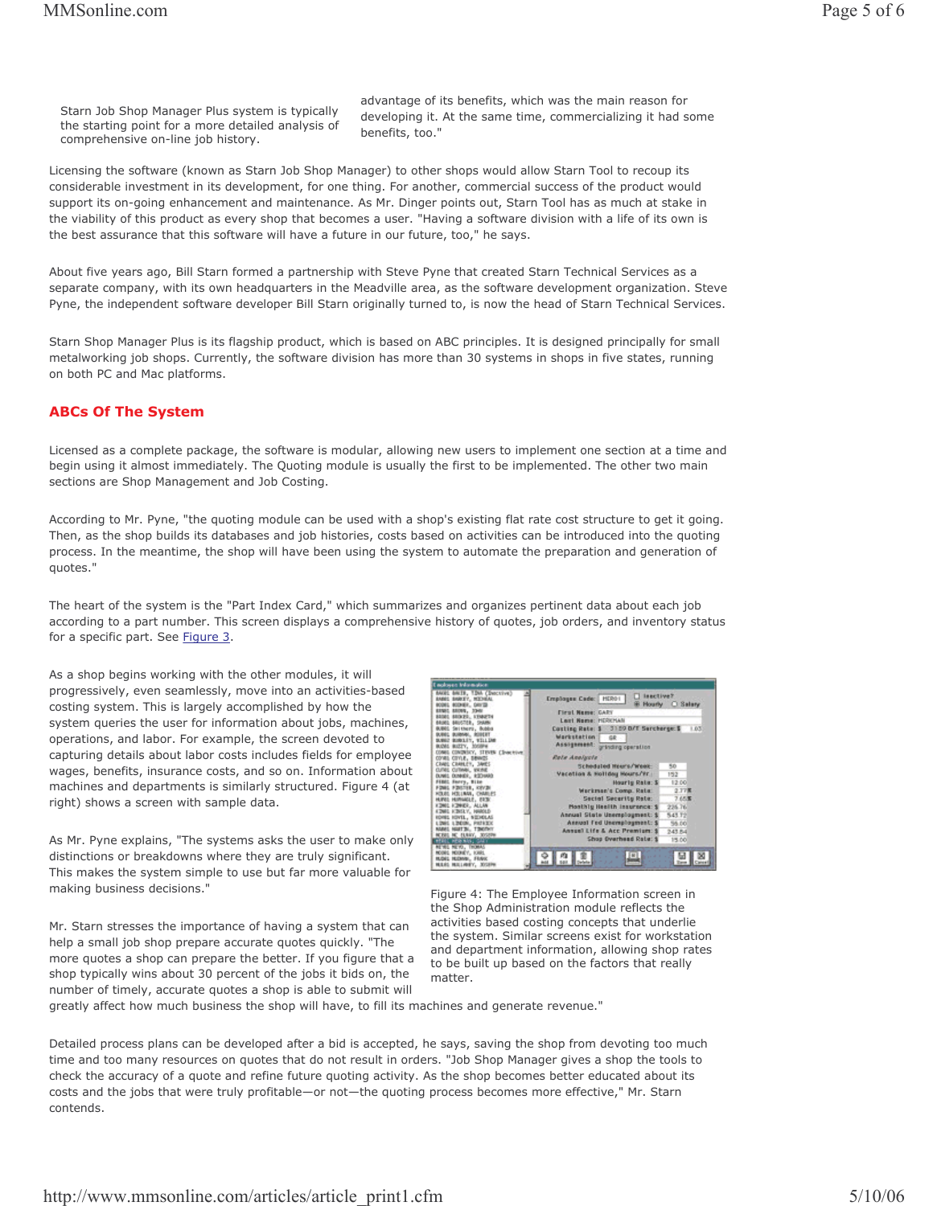Starn Job Shop Manager Plus system is typically the starting point for a more detailed analysis of comprehensive on-line job history.

advantage of its benefits, which was the main reason for developing it. At the same time, commercializing it had some benefits, too."

Licensing the software (known as Starn Job Shop Manager) to other shops would allow Starn Tool to recoup its considerable investment in its development, for one thing. For another, commercial success of the product would support its on-going enhancement and maintenance. As Mr. Dinger points out, Starn Tool has as much at stake in the viability of this product as every shop that becomes a user. "Having a software division with a life of its own is the best assurance that this software will have a future in our future, too," he says.

About five years ago, Bill Starn formed a partnership with Steve Pyne that created Starn Technical Services as a separate company, with its own headquarters in the Meadville area, as the software development organization. Steve Pyne, the independent software developer Bill Starn originally turned to, is now the head of Starn Technical Services.

Starn Shop Manager Plus is its flagship product, which is based on ABC principles. It is designed principally for small metalworking job shops. Currently, the software division has more than 30 systems in shops in five states, running on both PC and Mac platforms.

## ABCs Of The System

Licensed as a complete package, the software is modular, allowing new users to implement one section at a time and begin using it almost immediately. The Quoting module is usually the first to be implemented. The other two main sections are Shop Management and Job Costing.

According to Mr. Pyne, "the quoting module can be used with a shop's existing flat rate cost structure to get it going. Then, as the shop builds its databases and job histories, costs based on activities can be introduced into the quoting process. In the meantime, the shop will have been using the system to automate the preparation and generation of quotes."

The heart of the system is the "Part Index Card," which summarizes and organizes pertinent data about each job according to a part number. This screen displays a comprehensive history of quotes, job orders, and inventory status for a specific part. See Figure 3.

As a shop begins working with the other modules, it will progressively, even seamlessly, move into an activities-based costing system. This is largely accomplished by how the system queries the user for information about jobs, machines, operations, and labor. For example, the screen devoted to capturing details about labor costs includes fields for employee wages, benefits, insurance costs, and so on. Information about machines and departments is similarly structured. Figure 4 (at right) shows a screen with sample data.

Figure 4: The Employee Information screen in the Shop Administration module reflects the activities based costing concepts that underlie the system. Similar screens exist for workstation and department information, allowing shop rates to be built up based on the factors that really matter.

As Mr. Pyne explains, "The systems asks the user to make only distinctions or breakdowns where they are truly significant. This makes the system simple to use but far more valuable for making business decisions."

Mr. Starn stresses the importance of having a system that can help a small job shop prepare accurate quotes quickly. "The more quotes a shop can prepare the better. If you figure that a shop typically wins about 30 percent of the jobs it bids on, the number of timely, accurate quotes a shop is able to submit will greatly affect how much business the shop will have, to fill its machines and generate revenue."

Detailed process plans can be developed after a bid is accepted, he says, saving the shop from devoting too much time and too many resources on quotes that do not result in orders. "Job Shop Manager gives a shop the tools to check the accuracy of a quote and refine future quoting activity. As the shop becomes better educated about its costs and the jobs that were truly profitable—or not—the quoting process becomes more effective," Mr. Starn contends.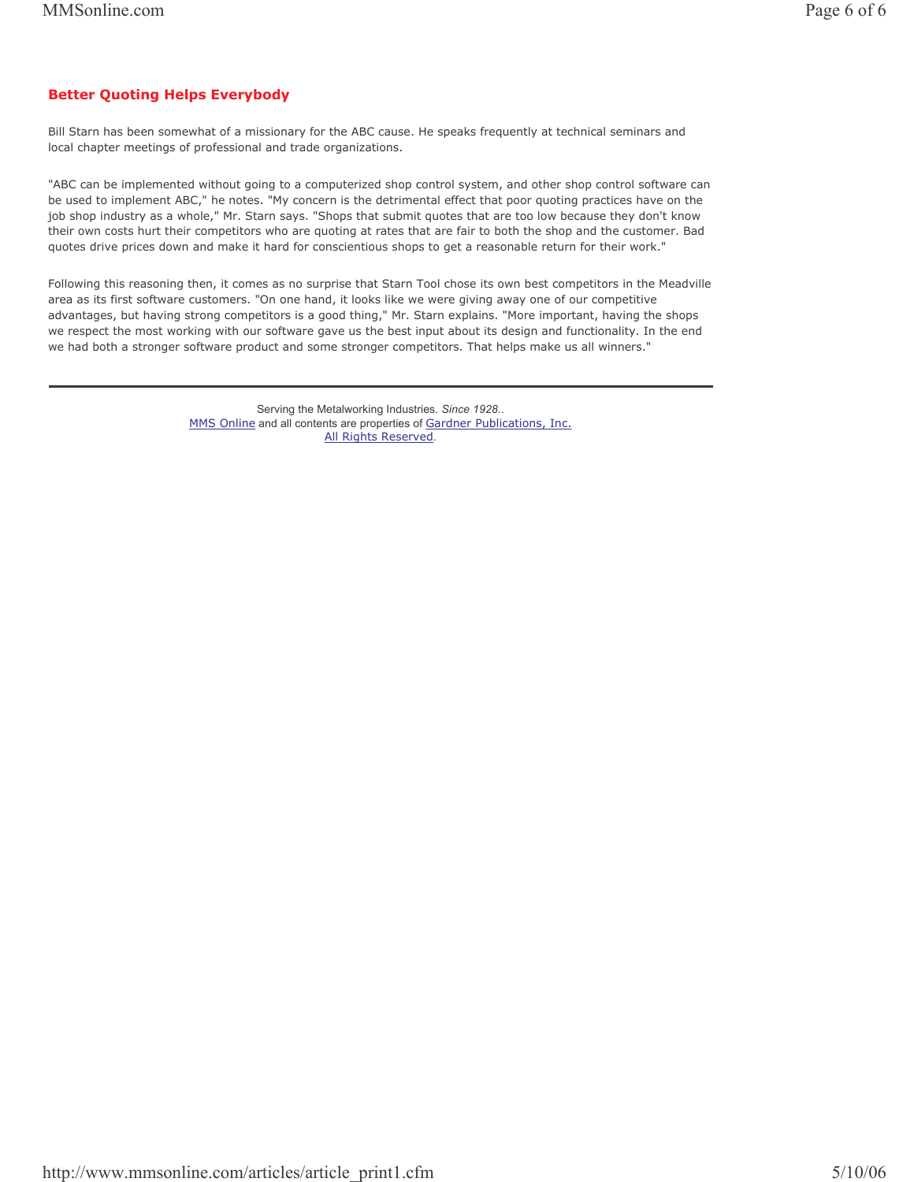## Better Quoting Helps Everybody

Bill Starn has been somewhat of a missionary for the ABC cause. He speaks frequently at technical seminars and local chapter meetings of professional and trade organizations.

"ABC can be implemented without going to a computerized shop control system, and other shop control software can be used to implement ABC," he notes. "My concern is the detrimental effect that poor quoting practices have on the job shop industry as a whole," Mr. Starn says. "Shops that submit quotes that are too low because they don't know their own costs hurt their competitors who are quoting at rates that are fair to both the shop and the customer. Bad quotes drive prices down and make it hard for conscientious shops to get a reasonable return for their work."

Following this reasoning then, it comes as no surprise that Starn Tool chose its own best competitors in the Meadville area as its first software customers. "On one hand, it looks like we were giving away one of our competitive advantages, but having strong competitors is a good thing," Mr. Starn explains. "More important, having the shops we respect the most working with our software gave us the best input about its design and functionality. In the end we had both a stronger software product and some stronger competitors. That helps make us all winners."

---

Serving the Metalworking Industries. *Since 1928..*
MMS Online and all contents are properties of Gardner Publications, Inc.
All Rights Reserved.